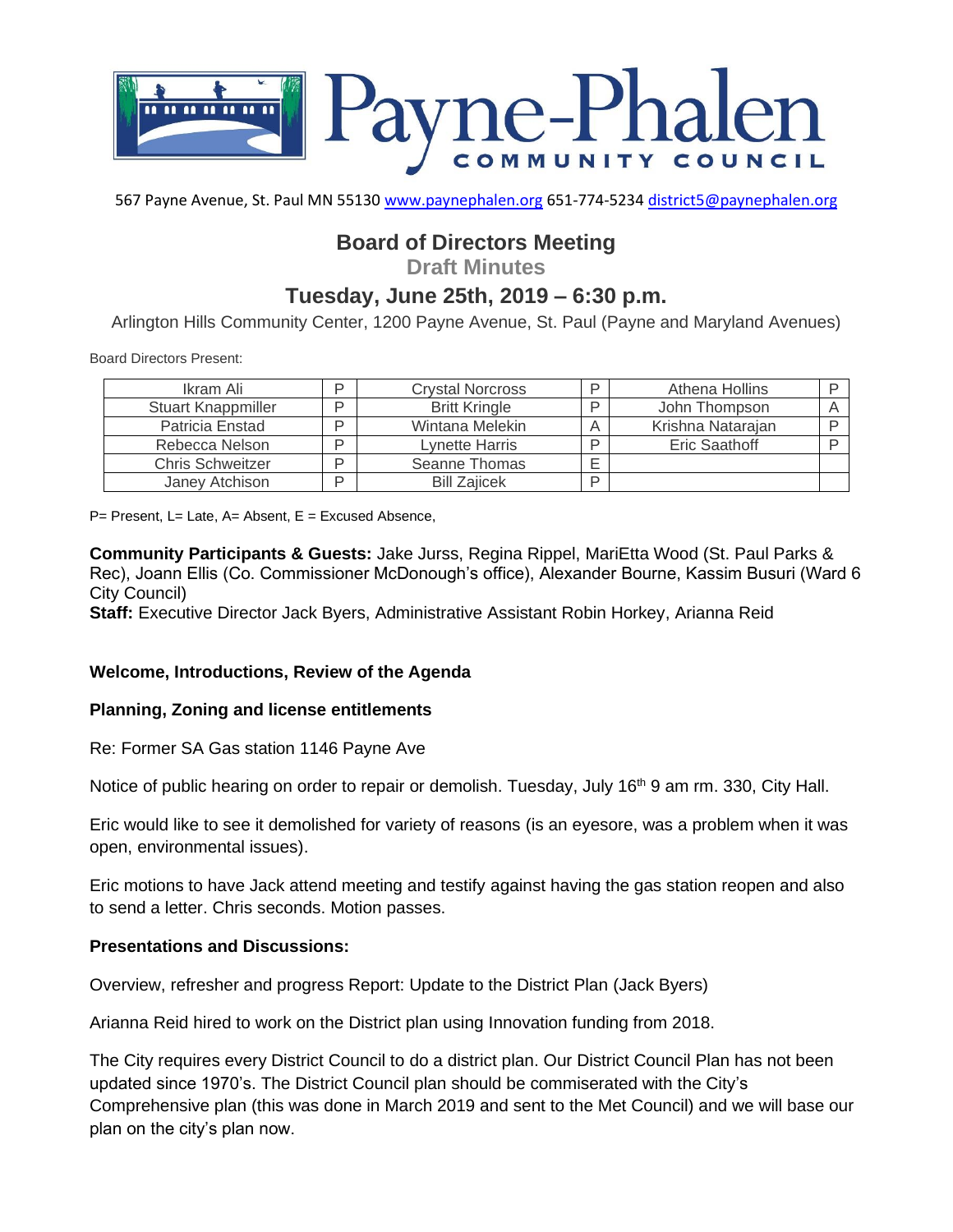# Payne-Phalen COMMUNITY COUNCIL

567 Payne Avenue, St. Paul MN 55130 www.paynephalen.org 651-774-5234 district5@paynephalen.org

## Board of Directors Meeting

### Draft Minutes

## Tuesday, June 25th, 2019 – 6:30 p.m.

Arlington Hills Community Center, 1200 Payne Avenue, St. Paul (Payne and Maryland Avenues)

Board Directors Present:

| Ikram Ali | P | Crystal Norcross | P | Athena Hollins | P |
|---|---|---|---|---|---|
| Stuart Knappmiller | P | Britt Kringle | P | John Thompson | A |
| Patricia Enstad | P | Wintana Melekin | A | Krishna Natarajan | P |
| Rebecca Nelson | P | Lynette Harris | P | Eric Saathoff | P |
| Chris Schweitzer | P | Seanne Thomas | E | | |
| Janey Atchison | P | Bill Zajicek | P | | |

P= Present, L= Late, A= Absent, E = Excused Absence,

**Community Participants & Guests:** Jake Jurss, Regina Rippel, MariEtta Wood (St. Paul Parks & Rec), Joann Ellis (Co. Commissioner McDonough's office), Alexander Bourne, Kassim Busuri (Ward 6 City Council)
**Staff:** Executive Director Jack Byers, Administrative Assistant Robin Horkey, Arianna Reid

**Welcome, Introductions, Review of the Agenda**

**Planning, Zoning and license entitlements**

Re: Former SA Gas station 1146 Payne Ave

Notice of public hearing on order to repair or demolish. Tuesday, July 16th 9 am rm. 330, City Hall.

Eric would like to see it demolished for variety of reasons (is an eyesore, was a problem when it was open, environmental issues).

Eric motions to have Jack attend meeting and testify against having the gas station reopen and also to send a letter. Chris seconds. Motion passes.

**Presentations and Discussions:**

Overview, refresher and progress Report: Update to the District Plan (Jack Byers)

Arianna Reid hired to work on the District plan using Innovation funding from 2018.

The City requires every District Council to do a district plan. Our District Council Plan has not been updated since 1970's. The District Council plan should be commiserated with the City's Comprehensive plan (this was done in March 2019 and sent to the Met Council) and we will base our plan on the city's plan now.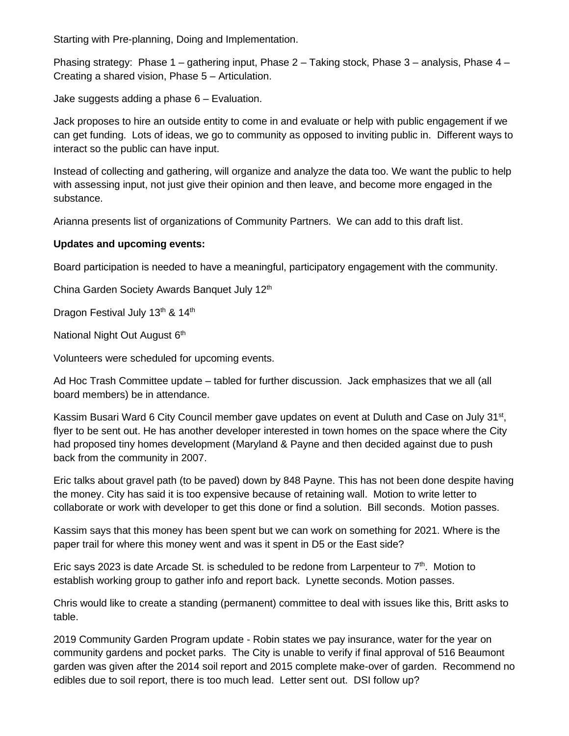Starting with Pre-planning, Doing and Implementation.

Phasing strategy: Phase 1 – gathering input, Phase 2 – Taking stock, Phase 3 – analysis, Phase 4 – Creating a shared vision, Phase 5 – Articulation.

Jake suggests adding a phase 6 – Evaluation.

Jack proposes to hire an outside entity to come in and evaluate or help with public engagement if we can get funding. Lots of ideas, we go to community as opposed to inviting public in. Different ways to interact so the public can have input.

Instead of collecting and gathering, will organize and analyze the data too. We want the public to help with assessing input, not just give their opinion and then leave, and become more engaged in the substance.

Arianna presents list of organizations of Community Partners. We can add to this draft list.

**Updates and upcoming events:**

Board participation is needed to have a meaningful, participatory engagement with the community.

China Garden Society Awards Banquet July 12th

Dragon Festival July 13th & 14th

National Night Out August 6th

Volunteers were scheduled for upcoming events.

Ad Hoc Trash Committee update – tabled for further discussion. Jack emphasizes that we all (all board members) be in attendance.

Kassim Busari Ward 6 City Council member gave updates on event at Duluth and Case on July 31st, flyer to be sent out. He has another developer interested in town homes on the space where the City had proposed tiny homes development (Maryland & Payne and then decided against due to push back from the community in 2007.

Eric talks about gravel path (to be paved) down by 848 Payne. This has not been done despite having the money. City has said it is too expensive because of retaining wall. Motion to write letter to collaborate or work with developer to get this done or find a solution. Bill seconds. Motion passes.

Kassim says that this money has been spent but we can work on something for 2021. Where is the paper trail for where this money went and was it spent in D5 or the East side?

Eric says 2023 is date Arcade St. is scheduled to be redone from Larpenteur to 7th. Motion to establish working group to gather info and report back. Lynette seconds. Motion passes.

Chris would like to create a standing (permanent) committee to deal with issues like this, Britt asks to table.

2019 Community Garden Program update - Robin states we pay insurance, water for the year on community gardens and pocket parks. The City is unable to verify if final approval of 516 Beaumont garden was given after the 2014 soil report and 2015 complete make-over of garden. Recommend no edibles due to soil report, there is too much lead. Letter sent out. DSI follow up?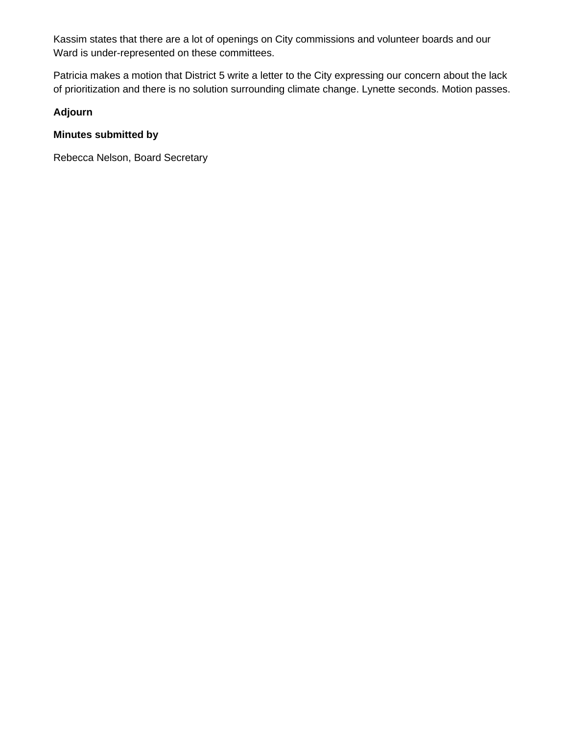Kassim states that there are a lot of openings on City commissions and volunteer boards and our Ward is under-represented on these committees.

Patricia makes a motion that District 5 write a letter to the City expressing our concern about the lack of prioritization and there is no solution surrounding climate change. Lynette seconds. Motion passes.

**Adjourn**

**Minutes submitted by**

Rebecca Nelson, Board Secretary